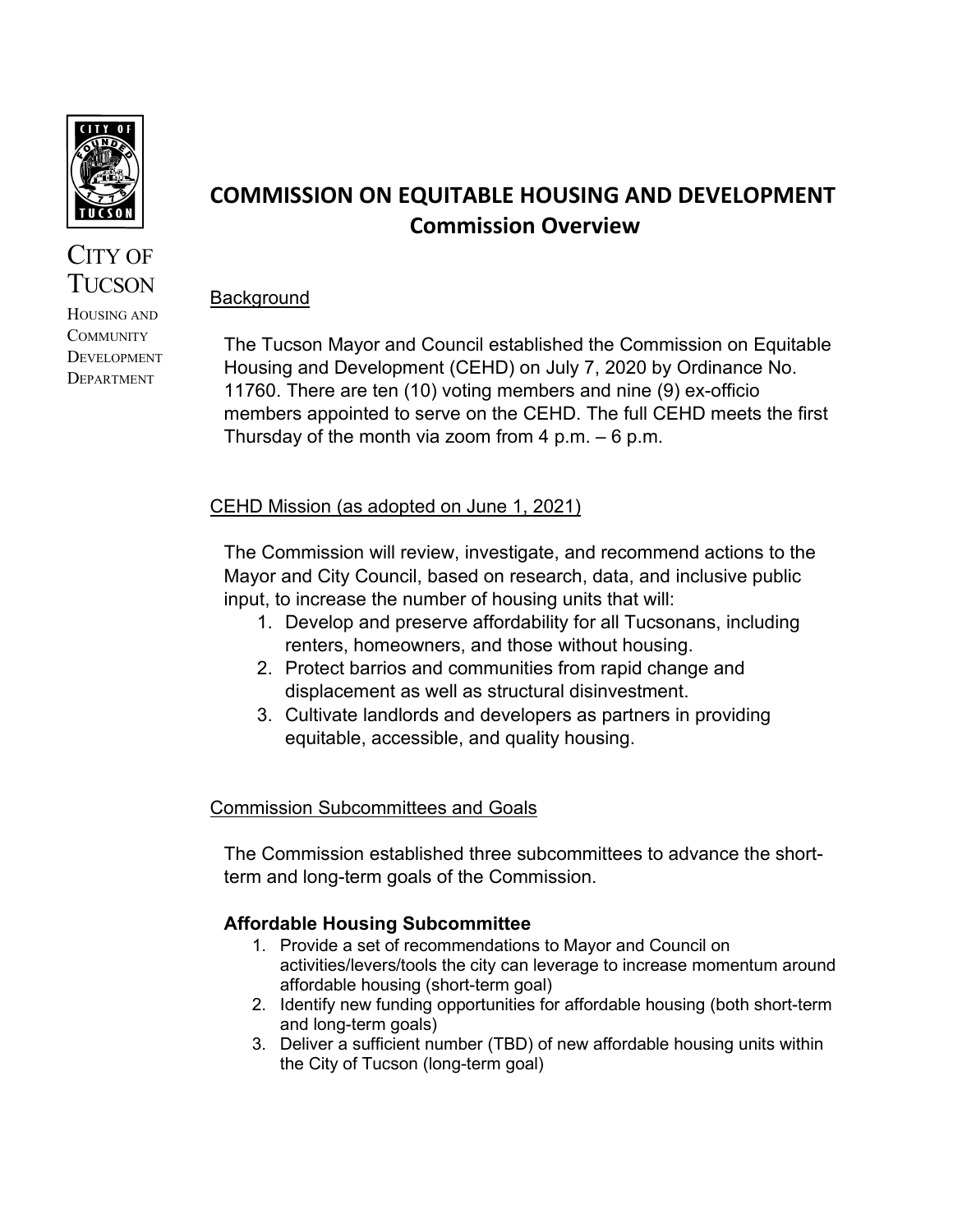CITY OF TUCSON

HOUSING AND COMMUNITY DEVELOPMENT DEPARTMENT

# COMMISSION ON EQUITABLE HOUSING AND DEVELOPMENT

## Commission Overview

Background

The Tucson Mayor and Council established the Commission on Equitable Housing and Development (CEHD) on July 7, 2020 by Ordinance No. 11760. There are ten (10) voting members and nine (9) ex-officio members appointed to serve on the CEHD. The full CEHD meets the first Thursday of the month via zoom from 4 p.m. – 6 p.m.

CEHD Mission (as adopted on June 1, 2021)

The Commission will review, investigate, and recommend actions to the Mayor and City Council, based on research, data, and inclusive public input, to increase the number of housing units that will:

1. Develop and preserve affordability for all Tucsonans, including renters, homeowners, and those without housing.
2. Protect barrios and communities from rapid change and displacement as well as structural disinvestment.
3. Cultivate landlords and developers as partners in providing equitable, accessible, and quality housing.

Commission Subcommittees and Goals

The Commission established three subcommittees to advance the short-term and long-term goals of the Commission.

**Affordable Housing Subcommittee**

1. Provide a set of recommendations to Mayor and Council on activities/levers/tools the city can leverage to increase momentum around affordable housing (short-term goal)
2. Identify new funding opportunities for affordable housing (both short-term and long-term goals)
3. Deliver a sufficient number (TBD) of new affordable housing units within the City of Tucson (long-term goal)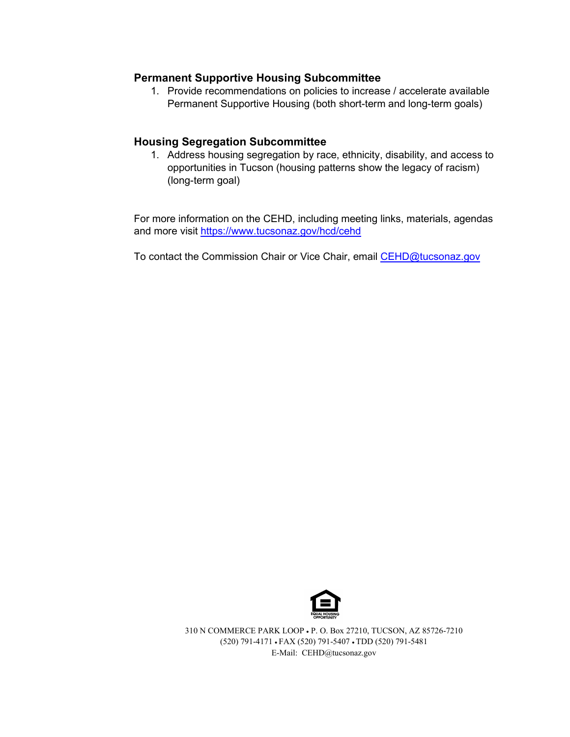### Permanent Supportive Housing Subcommittee

1. Provide recommendations on policies to increase / accelerate available Permanent Supportive Housing (both short-term and long-term goals)

### Housing Segregation Subcommittee

1. Address housing segregation by race, ethnicity, disability, and access to opportunities in Tucson (housing patterns show the legacy of racism) (long-term goal)

For more information on the CEHD, including meeting links, materials, agendas and more visit https://www.tucsonaz.gov/hcd/cehd

To contact the Commission Chair or Vice Chair, email CEHD@tucsonaz.gov

EQUAL HOUSING OPPORTUNITY

310 N COMMERCE PARK LOOP • P. O. Box 27210, TUCSON, AZ 85726-7210
(520) 791-4171 • FAX (520) 791-5407 • TDD (520) 791-5481
E-Mail: CEHD@tucsonaz.gov